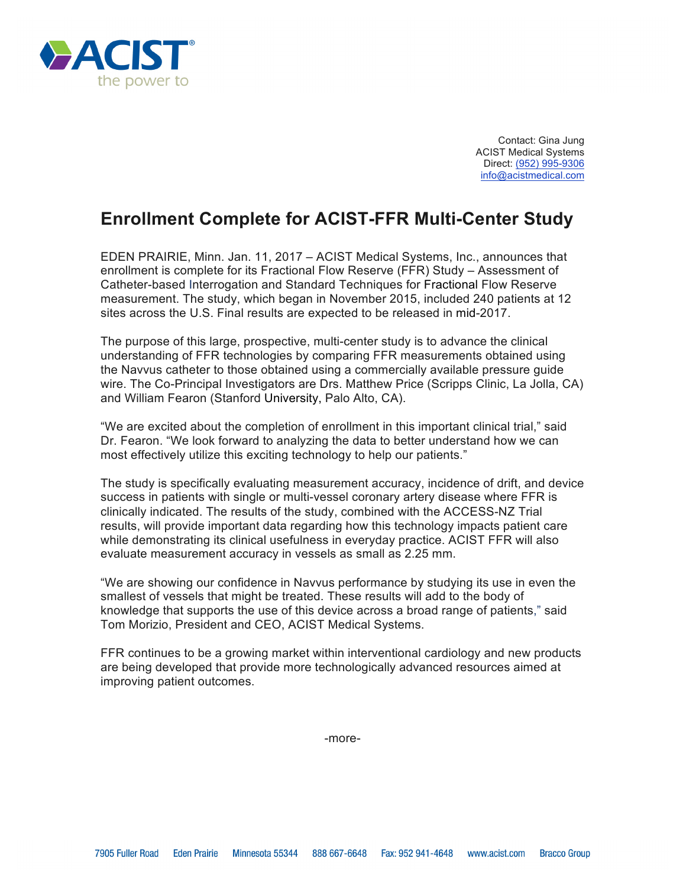Contact: Gina Jung
ACIST Medical Systems
Direct: (952) 995-9306
info@acistmedical.com

# Enrollment Complete for ACIST-FFR Multi-Center Study

EDEN PRAIRIE, Minn. Jan. 11, 2017 – ACIST Medical Systems, Inc., announces that enrollment is complete for its Fractional Flow Reserve (FFR) Study – Assessment of Catheter-based Interrogation and Standard Techniques for Fractional Flow Reserve measurement. The study, which began in November 2015, included 240 patients at 12 sites across the U.S. Final results are expected to be released in mid-2017.

The purpose of this large, prospective, multi-center study is to advance the clinical understanding of FFR technologies by comparing FFR measurements obtained using the Navvus catheter to those obtained using a commercially available pressure guide wire. The Co-Principal Investigators are Drs. Matthew Price (Scripps Clinic, La Jolla, CA) and William Fearon (Stanford University, Palo Alto, CA).

"We are excited about the completion of enrollment in this important clinical trial," said Dr. Fearon. "We look forward to analyzing the data to better understand how we can most effectively utilize this exciting technology to help our patients."

The study is specifically evaluating measurement accuracy, incidence of drift, and device success in patients with single or multi-vessel coronary artery disease where FFR is clinically indicated. The results of the study, combined with the ACCESS-NZ Trial results, will provide important data regarding how this technology impacts patient care while demonstrating its clinical usefulness in everyday practice. ACIST FFR will also evaluate measurement accuracy in vessels as small as 2.25 mm.

"We are showing our confidence in Navvus performance by studying its use in even the smallest of vessels that might be treated. These results will add to the body of knowledge that supports the use of this device across a broad range of patients," said Tom Morizio, President and CEO, ACIST Medical Systems.

FFR continues to be a growing market within interventional cardiology and new products are being developed that provide more technologically advanced resources aimed at improving patient outcomes.

-more-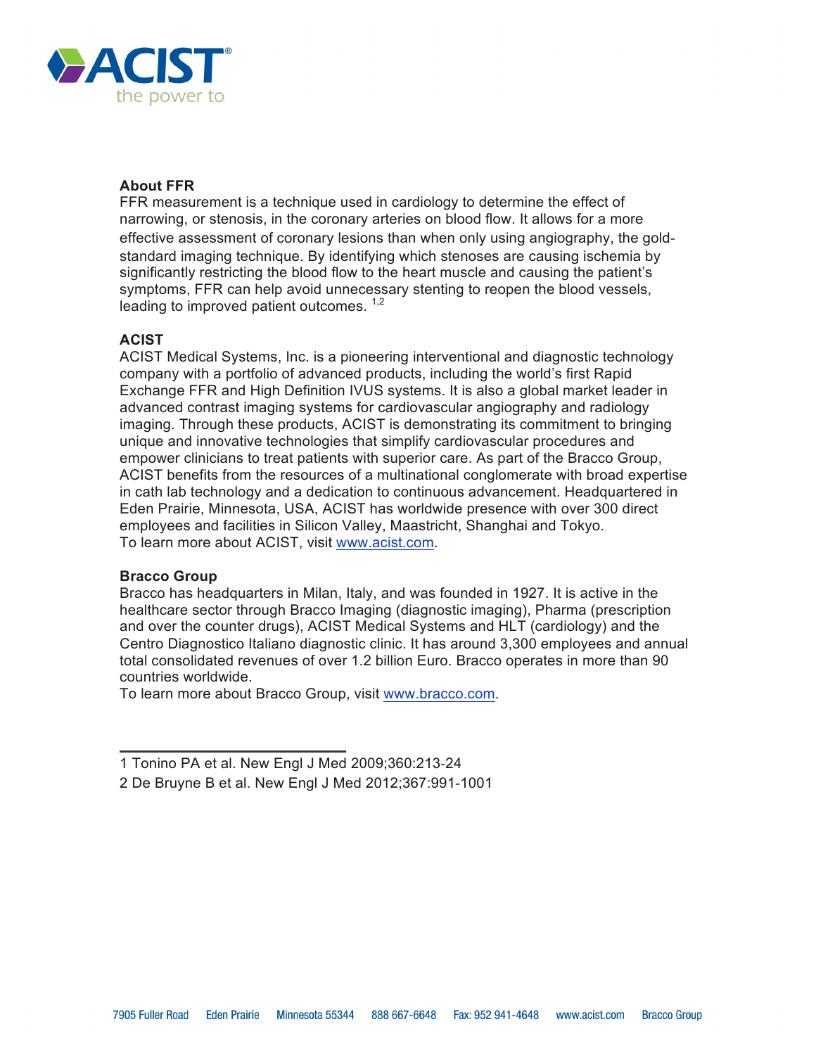## About FFR

FFR measurement is a technique used in cardiology to determine the effect of narrowing, or stenosis, in the coronary arteries on blood flow. It allows for a more effective assessment of coronary lesions than when only using angiography, the gold-standard imaging technique. By identifying which stenoses are causing ischemia by significantly restricting the blood flow to the heart muscle and causing the patient's symptoms, FFR can help avoid unnecessary stenting to reopen the blood vessels, leading to improved patient outcomes. [1,2]

## ACIST

ACIST Medical Systems, Inc. is a pioneering interventional and diagnostic technology company with a portfolio of advanced products, including the world's first Rapid Exchange FFR and High Definition IVUS systems. It is also a global market leader in advanced contrast imaging systems for cardiovascular angiography and radiology imaging. Through these products, ACIST is demonstrating its commitment to bringing unique and innovative technologies that simplify cardiovascular procedures and empower clinicians to treat patients with superior care. As part of the Bracco Group, ACIST benefits from the resources of a multinational conglomerate with broad expertise in cath lab technology and a dedication to continuous advancement. Headquartered in Eden Prairie, Minnesota, USA, ACIST has worldwide presence with over 300 direct employees and facilities in Silicon Valley, Maastricht, Shanghai and Tokyo.
To learn more about ACIST, visit www.acist.com.

## Bracco Group

Bracco has headquarters in Milan, Italy, and was founded in 1927. It is active in the healthcare sector through Bracco Imaging (diagnostic imaging), Pharma (prescription and over the counter drugs), ACIST Medical Systems and HLT (cardiology) and the Centro Diagnostico Italiano diagnostic clinic. It has around 3,300 employees and annual total consolidated revenues of over 1.2 billion Euro. Bracco operates in more than 90 countries worldwide.
To learn more about Bracco Group, visit www.bracco.com.

---

1 Tonino PA et al. New Engl J Med 2009;360:213-24

2 De Bruyne B et al. New Engl J Med 2012;367:991-1001